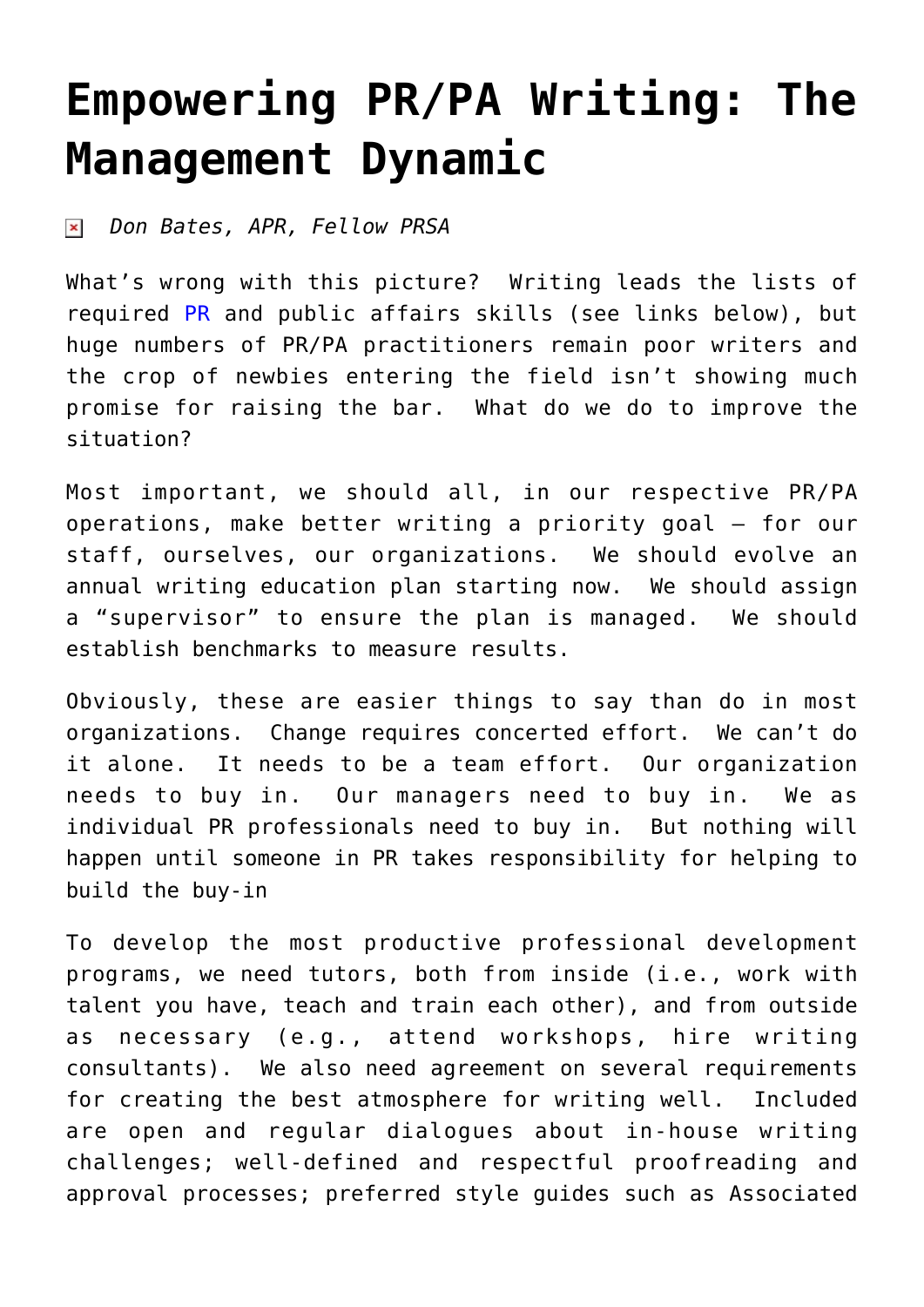# Empowering PR/PA Writing: The Management Dynamic

*Don Bates, APR, Fellow PRSA*

What's wrong with this picture? Writing leads the lists of required PR and public affairs skills (see links below), but huge numbers of PR/PA practitioners remain poor writers and the crop of newbies entering the field isn't showing much promise for raising the bar. What do we do to improve the situation?

Most important, we should all, in our respective PR/PA operations, make better writing a priority goal – for our staff, ourselves, our organizations. We should evolve an annual writing education plan starting now. We should assign a "supervisor" to ensure the plan is managed. We should establish benchmarks to measure results.

Obviously, these are easier things to say than do in most organizations. Change requires concerted effort. We can't do it alone. It needs to be a team effort. Our organization needs to buy in. Our managers need to buy in. We as individual PR professionals need to buy in. But nothing will happen until someone in PR takes responsibility for helping to build the buy-in

To develop the most productive professional development programs, we need tutors, both from inside (i.e., work with talent you have, teach and train each other), and from outside as necessary (e.g., attend workshops, hire writing consultants). We also need agreement on several requirements for creating the best atmosphere for writing well. Included are open and regular dialogues about in-house writing challenges; well-defined and respectful proofreading and approval processes; preferred style guides such as Associated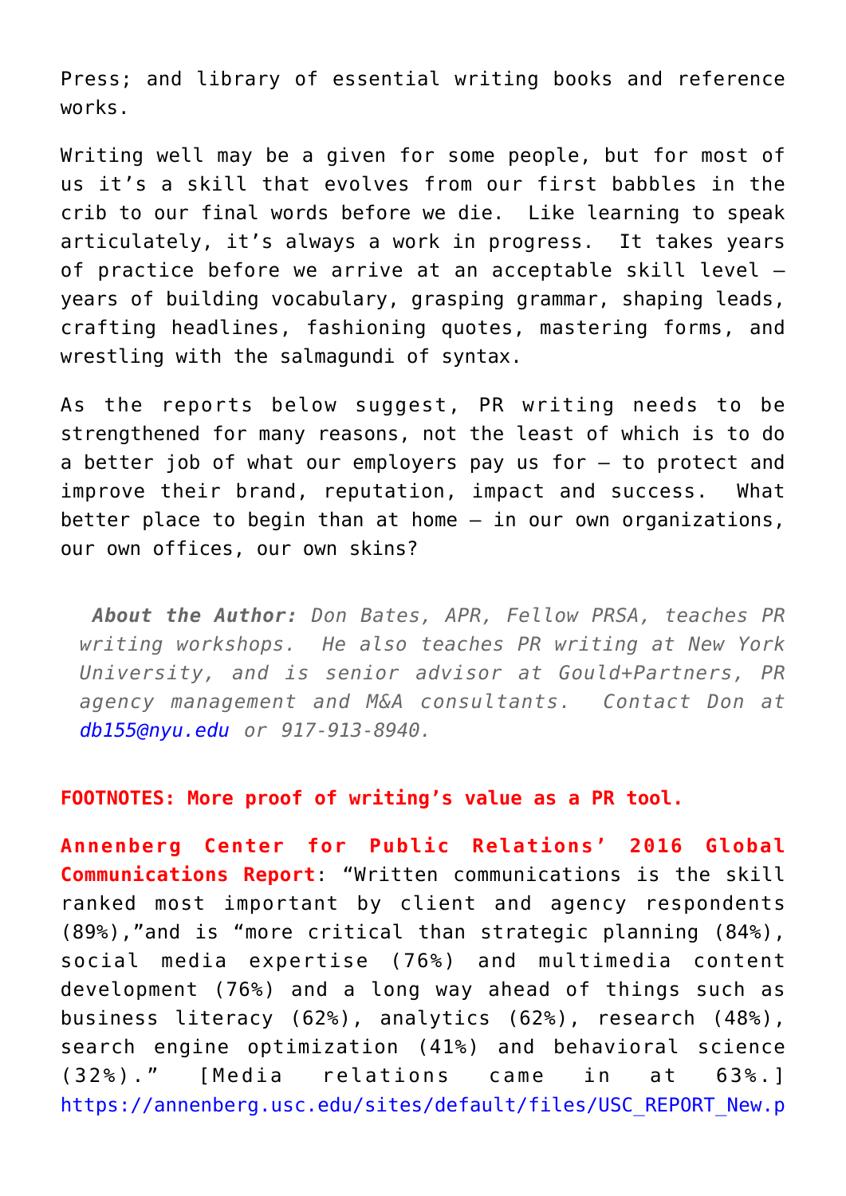Press; and library of essential writing books and reference works.

Writing well may be a given for some people, but for most of us it's a skill that evolves from our first babbles in the crib to our final words before we die. Like learning to speak articulately, it's always a work in progress. It takes years of practice before we arrive at an acceptable skill level – years of building vocabulary, grasping grammar, shaping leads, crafting headlines, fashioning quotes, mastering forms, and wrestling with the salmagundi of syntax.

As the reports below suggest, PR writing needs to be strengthened for many reasons, not the least of which is to do a better job of what our employers pay us for – to protect and improve their brand, reputation, impact and success. What better place to begin than at home – in our own organizations, our own offices, our own skins?

> ***About the Author:*** *Don Bates, APR, Fellow PRSA, teaches PR writing workshops. He also teaches PR writing at New York University, and is senior advisor at Gould+Partners, PR agency management and M&A consultants. Contact Don at db155@nyu.edu or 917-913-8940.*

**FOOTNOTES: More proof of writing's value as a PR tool.**

**Annenberg Center for Public Relations' 2016 Global Communications Report**: "Written communications is the skill ranked most important by client and agency respondents (89%),"and is "more critical than strategic planning (84%), social media expertise (76%) and multimedia content development (76%) and a long way ahead of things such as business literacy (62%), analytics (62%), research (48%), search engine optimization (41%) and behavioral science (32%)." [Media relations came in at 63%.] https://annenberg.usc.edu/sites/default/files/USC_REPORT_New.p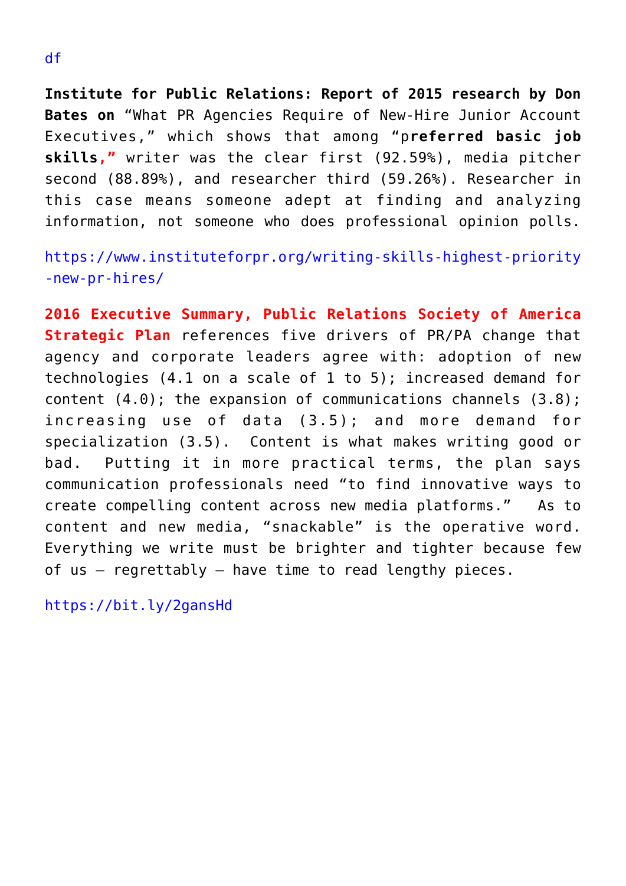df

**Institute for Public Relations: Report of 2015 research by Don Bates on** "What PR Agencies Require of New-Hire Junior Account Executives," which shows that among "p**referred basic job skills**," writer was the clear first (92.59%), media pitcher second (88.89%), and researcher third (59.26%). Researcher in this case means someone adept at finding and analyzing information, not someone who does professional opinion polls.

https://www.instituteforpr.org/writing-skills-highest-priority-new-pr-hires/

**2016 Executive Summary, Public Relations Society of America Strategic Plan** references five drivers of PR/PA change that agency and corporate leaders agree with: adoption of new technologies (4.1 on a scale of 1 to 5); increased demand for content (4.0); the expansion of communications channels (3.8); increasing use of data (3.5); and more demand for specialization (3.5). Content is what makes writing good or bad. Putting it in more practical terms, the plan says communication professionals need "to find innovative ways to create compelling content across new media platforms." As to content and new media, "snackable" is the operative word. Everything we write must be brighter and tighter because few of us – regrettably – have time to read lengthy pieces.

https://bit.ly/2gansHd